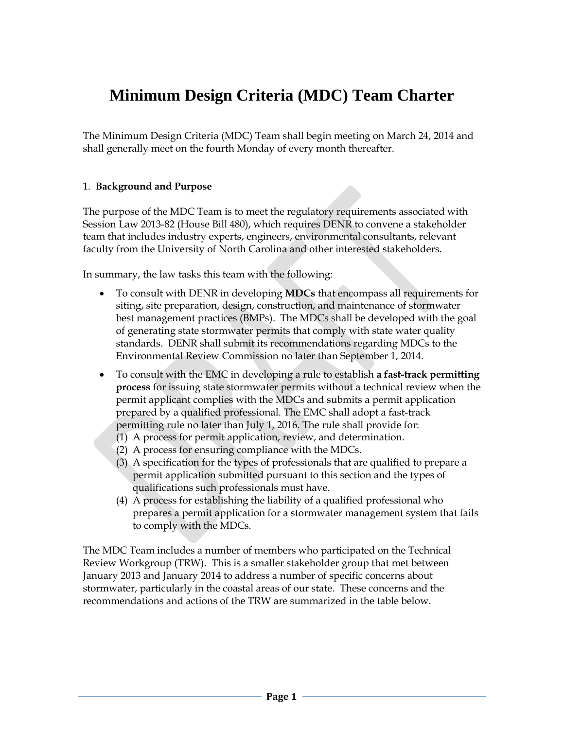# Minimum Design Criteria (MDC) Team Charter

The Minimum Design Criteria (MDC) Team shall begin meeting on March 24, 2014 and shall generally meet on the fourth Monday of every month thereafter.

## 1. Background and Purpose

The purpose of the MDC Team is to meet the regulatory requirements associated with Session Law 2013-82 (House Bill 480), which requires DENR to convene a stakeholder team that includes industry experts, engineers, environmental consultants, relevant faculty from the University of North Carolina and other interested stakeholders.

In summary, the law tasks this team with the following:

- To consult with DENR in developing **MDCs** that encompass all requirements for siting, site preparation, design, construction, and maintenance of stormwater best management practices (BMPs). The MDCs shall be developed with the goal of generating state stormwater permits that comply with state water quality standards. DENR shall submit its recommendations regarding MDCs to the Environmental Review Commission no later than September 1, 2014.
- To consult with the EMC in developing a rule to establish **a fast-track permitting process** for issuing state stormwater permits without a technical review when the permit applicant complies with the MDCs and submits a permit application prepared by a qualified professional. The EMC shall adopt a fast-track permitting rule no later than July 1, 2016. The rule shall provide for:
  (1) A process for permit application, review, and determination.
  (2) A process for ensuring compliance with the MDCs.
  (3) A specification for the types of professionals that are qualified to prepare a permit application submitted pursuant to this section and the types of qualifications such professionals must have.
  (4) A process for establishing the liability of a qualified professional who prepares a permit application for a stormwater management system that fails to comply with the MDCs.

The MDC Team includes a number of members who participated on the Technical Review Workgroup (TRW). This is a smaller stakeholder group that met between January 2013 and January 2014 to address a number of specific concerns about stormwater, particularly in the coastal areas of our state. These concerns and the recommendations and actions of the TRW are summarized in the table below.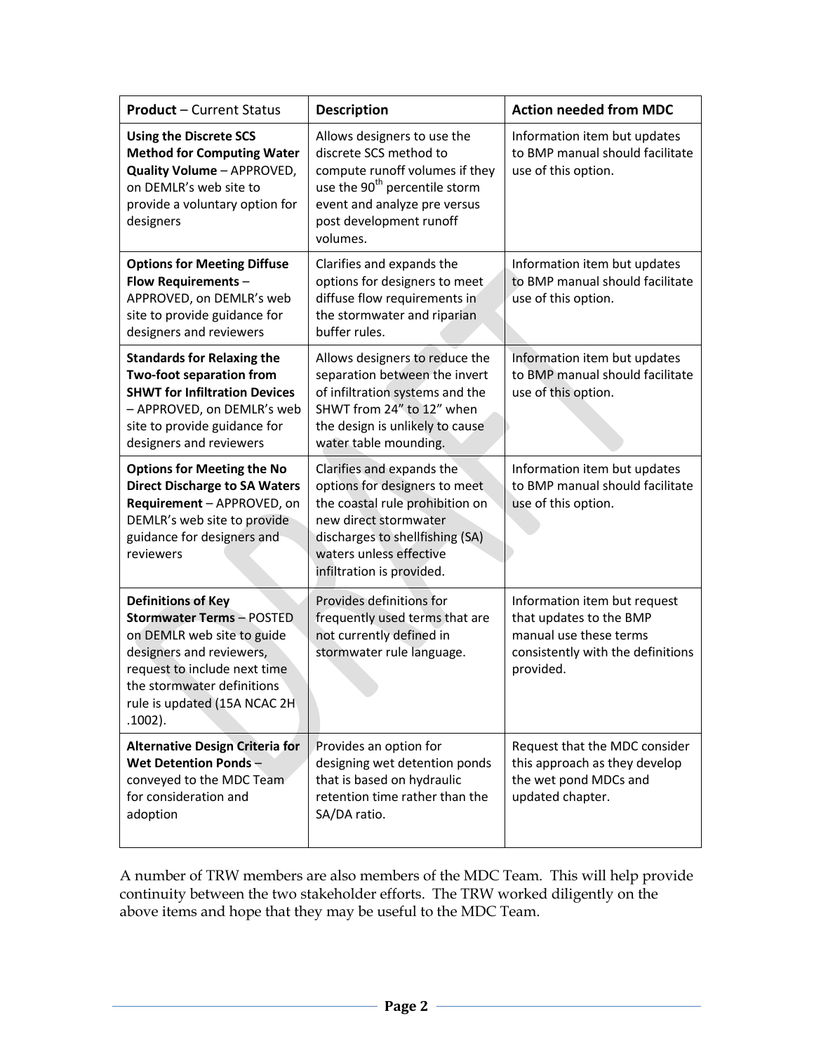| **Product** – Current Status | **Description** | **Action needed from MDC** |
| --- | --- | --- |
| **Using the Discrete SCS Method for Computing Water Quality Volume** – APPROVED, on DEMLR's web site to provide a voluntary option for designers | Allows designers to use the discrete SCS method to compute runoff volumes if they use the 90th percentile storm event and analyze pre versus post development runoff volumes. | Information item but updates to BMP manual should facilitate use of this option. |
| **Options for Meeting Diffuse Flow Requirements** – APPROVED, on DEMLR's web site to provide guidance for designers and reviewers | Clarifies and expands the options for designers to meet diffuse flow requirements in the stormwater and riparian buffer rules. | Information item but updates to BMP manual should facilitate use of this option. |
| **Standards for Relaxing the Two-foot separation from SHWT for Infiltration Devices** – APPROVED, on DEMLR's web site to provide guidance for designers and reviewers | Allows designers to reduce the separation between the invert of infiltration systems and the SHWT from 24" to 12" when the design is unlikely to cause water table mounding. | Information item but updates to BMP manual should facilitate use of this option. |
| **Options for Meeting the No Direct Discharge to SA Waters Requirement** – APPROVED, on DEMLR's web site to provide guidance for designers and reviewers | Clarifies and expands the options for designers to meet the coastal rule prohibition on new direct stormwater discharges to shellfishing (SA) waters unless effective infiltration is provided. | Information item but updates to BMP manual should facilitate use of this option. |
| **Definitions of Key Stormwater Terms** – POSTED on DEMLR web site to guide designers and reviewers, request to include next time the stormwater definitions rule is updated (15A NCAC 2H .1002). | Provides definitions for frequently used terms that are not currently defined in stormwater rule language. | Information item but request that updates to the BMP manual use these terms consistently with the definitions provided. |
| **Alternative Design Criteria for Wet Detention Ponds** – conveyed to the MDC Team for consideration and adoption | Provides an option for designing wet detention ponds that is based on hydraulic retention time rather than the SA/DA ratio. | Request that the MDC consider this approach as they develop the wet pond MDCs and updated chapter. |

A number of TRW members are also members of the MDC Team. This will help provide continuity between the two stakeholder efforts. The TRW worked diligently on the above items and hope that they may be useful to the MDC Team.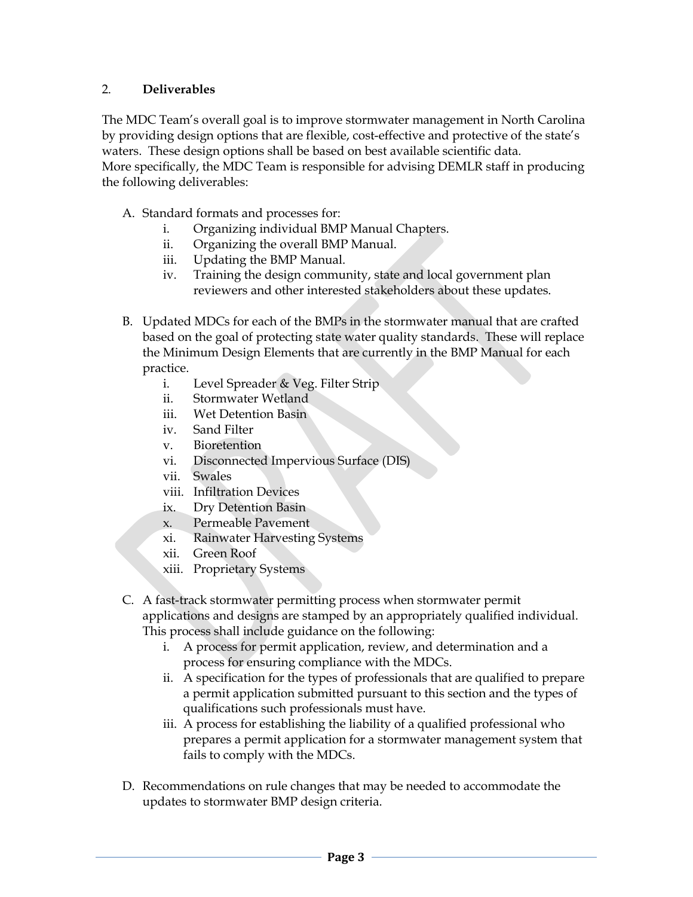## 2. **Deliverables**

The MDC Team's overall goal is to improve stormwater management in North Carolina by providing design options that are flexible, cost-effective and protective of the state's waters. These design options shall be based on best available scientific data.
More specifically, the MDC Team is responsible for advising DEMLR staff in producing the following deliverables:

A. Standard formats and processes for:
   i. Organizing individual BMP Manual Chapters.
   ii. Organizing the overall BMP Manual.
   iii. Updating the BMP Manual.
   iv. Training the design community, state and local government plan reviewers and other interested stakeholders about these updates.

B. Updated MDCs for each of the BMPs in the stormwater manual that are crafted based on the goal of protecting state water quality standards. These will replace the Minimum Design Elements that are currently in the BMP Manual for each practice.
   i. Level Spreader & Veg. Filter Strip
   ii. Stormwater Wetland
   iii. Wet Detention Basin
   iv. Sand Filter
   v. Bioretention
   vi. Disconnected Impervious Surface (DIS)
   vii. Swales
   viii. Infiltration Devices
   ix. Dry Detention Basin
   x. Permeable Pavement
   xi. Rainwater Harvesting Systems
   xii. Green Roof
   xiii. Proprietary Systems

C. A fast-track stormwater permitting process when stormwater permit applications and designs are stamped by an appropriately qualified individual. This process shall include guidance on the following:
   i. A process for permit application, review, and determination and a process for ensuring compliance with the MDCs.
   ii. A specification for the types of professionals that are qualified to prepare a permit application submitted pursuant to this section and the types of qualifications such professionals must have.
   iii. A process for establishing the liability of a qualified professional who prepares a permit application for a stormwater management system that fails to comply with the MDCs.

D. Recommendations on rule changes that may be needed to accommodate the updates to stormwater BMP design criteria.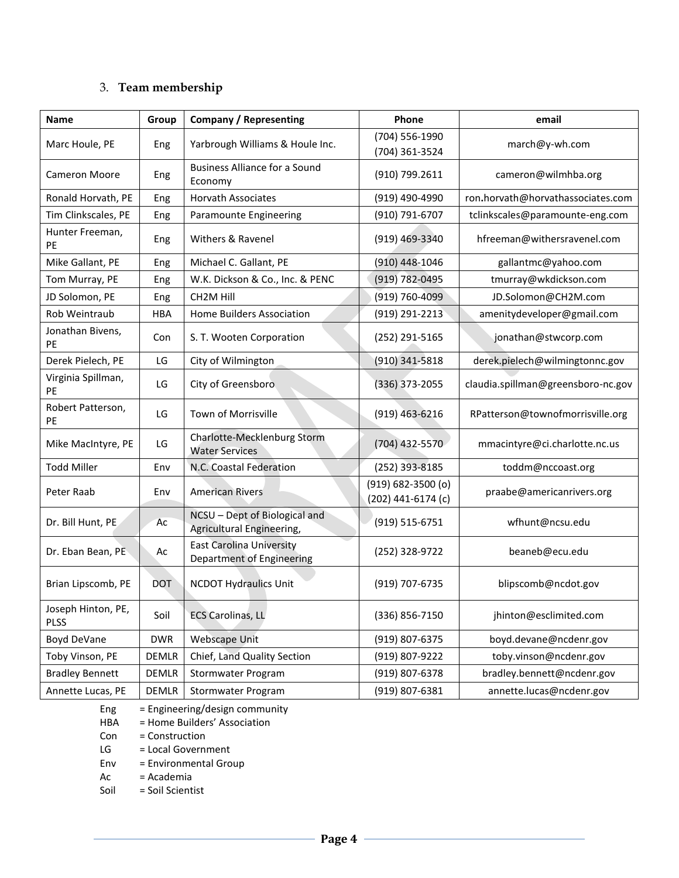### 3. **Team membership**

| Name | Group | Company / Representing | Phone | email |
|---|---|---|---|---|
| Marc Houle, PE | Eng | Yarbrough Williams & Houle Inc. | (704) 556-1990<br>(704) 361-3524 | march@y-wh.com |
| Cameron Moore | Eng | Business Alliance for a Sound Economy | (910) 799.2611 | cameron@wilmhba.org |
| Ronald Horvath, PE | Eng | Horvath Associates | (919) 490-4990 | ron.horvath@horvathassociates.com |
| Tim Clinkscales, PE | Eng | Paramounte Engineering | (910) 791-6707 | tclinkscales@paramounte-eng.com |
| Hunter Freeman, PE | Eng | Withers & Ravenel | (919) 469-3340 | hfreeman@withersravenel.com |
| Mike Gallant, PE | Eng | Michael C. Gallant, PE | (910) 448-1046 | gallantmc@yahoo.com |
| Tom Murray, PE | Eng | W.K. Dickson & Co., Inc. & PENC | (919) 782-0495 | tmurray@wkdickson.com |
| JD Solomon, PE | Eng | CH2M Hill | (919) 760-4099 | JD.Solomon@CH2M.com |
| Rob Weintraub | HBA | Home Builders Association | (919) 291-2213 | amenitydeveloper@gmail.com |
| Jonathan Bivens, PE | Con | S. T. Wooten Corporation | (252) 291-5165 | jonathan@stwcorp.com |
| Derek Pielech, PE | LG | City of Wilmington | (910) 341-5818 | derek.pielech@wilmingtonnc.gov |
| Virginia Spillman, PE | LG | City of Greensboro | (336) 373-2055 | claudia.spillman@greensboro-nc.gov |
| Robert Patterson, PE | LG | Town of Morrisville | (919) 463-6216 | RPatterson@townofmorrisville.org |
| Mike MacIntyre, PE | LG | Charlotte-Mecklenburg Storm Water Services | (704) 432-5570 | mmacintyre@ci.charlotte.nc.us |
| Todd Miller | Env | N.C. Coastal Federation | (252) 393-8185 | toddm@nccoast.org |
| Peter Raab | Env | American Rivers | (919) 682-3500 (o)<br>(202) 441-6174 (c) | praabe@americanrivers.org |
| Dr. Bill Hunt, PE | Ac | NCSU – Dept of Biological and Agricultural Engineering, | (919) 515-6751 | wfhunt@ncsu.edu |
| Dr. Eban Bean, PE | Ac | East Carolina University Department of Engineering | (252) 328-9722 | beaneb@ecu.edu |
| Brian Lipscomb, PE | DOT | NCDOT Hydraulics Unit | (919) 707-6735 | blipscomb@ncdot.gov |
| Joseph Hinton, PE, PLSS | Soil | ECS Carolinas, LL | (336) 856-7150 | jhinton@esclimited.com |
| Boyd DeVane | DWR | Webscape Unit | (919) 807-6375 | boyd.devane@ncdenr.gov |
| Toby Vinson, PE | DEMLR | Chief, Land Quality Section | (919) 807-9222 | toby.vinson@ncdenr.gov |
| Bradley Bennett | DEMLR | Stormwater Program | (919) 807-6378 | bradley.bennett@ncdenr.gov |
| Annette Lucas, PE | DEMLR | Stormwater Program | (919) 807-6381 | annette.lucas@ncdenr.gov |

Eng = Engineering/design community
HBA = Home Builders' Association
Con = Construction
LG = Local Government
Env = Environmental Group
Ac = Academia
Soil = Soil Scientist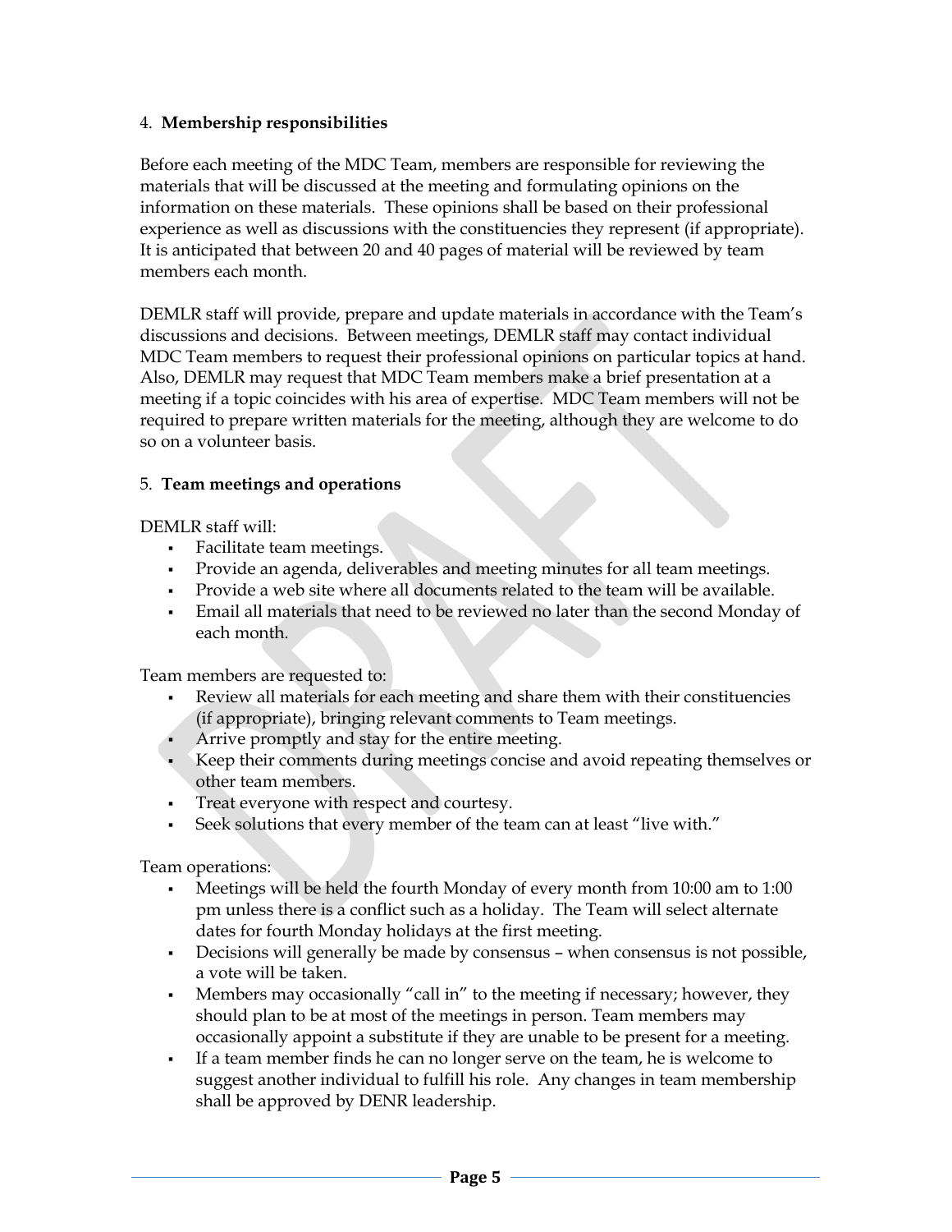4. **Membership responsibilities**

Before each meeting of the MDC Team, members are responsible for reviewing the materials that will be discussed at the meeting and formulating opinions on the information on these materials. These opinions shall be based on their professional experience as well as discussions with the constituencies they represent (if appropriate). It is anticipated that between 20 and 40 pages of material will be reviewed by team members each month.

DEMLR staff will provide, prepare and update materials in accordance with the Team's discussions and decisions. Between meetings, DEMLR staff may contact individual MDC Team members to request their professional opinions on particular topics at hand. Also, DEMLR may request that MDC Team members make a brief presentation at a meeting if a topic coincides with his area of expertise. MDC Team members will not be required to prepare written materials for the meeting, although they are welcome to do so on a volunteer basis.

5. **Team meetings and operations**

DEMLR staff will:

- Facilitate team meetings.
- Provide an agenda, deliverables and meeting minutes for all team meetings.
- Provide a web site where all documents related to the team will be available.
- Email all materials that need to be reviewed no later than the second Monday of each month.

Team members are requested to:

- Review all materials for each meeting and share them with their constituencies (if appropriate), bringing relevant comments to Team meetings.
- Arrive promptly and stay for the entire meeting.
- Keep their comments during meetings concise and avoid repeating themselves or other team members.
- Treat everyone with respect and courtesy.
- Seek solutions that every member of the team can at least "live with."

Team operations:

- Meetings will be held the fourth Monday of every month from 10:00 am to 1:00 pm unless there is a conflict such as a holiday. The Team will select alternate dates for fourth Monday holidays at the first meeting.
- Decisions will generally be made by consensus – when consensus is not possible, a vote will be taken.
- Members may occasionally "call in" to the meeting if necessary; however, they should plan to be at most of the meetings in person. Team members may occasionally appoint a substitute if they are unable to be present for a meeting.
- If a team member finds he can no longer serve on the team, he is welcome to suggest another individual to fulfill his role. Any changes in team membership shall be approved by DENR leadership.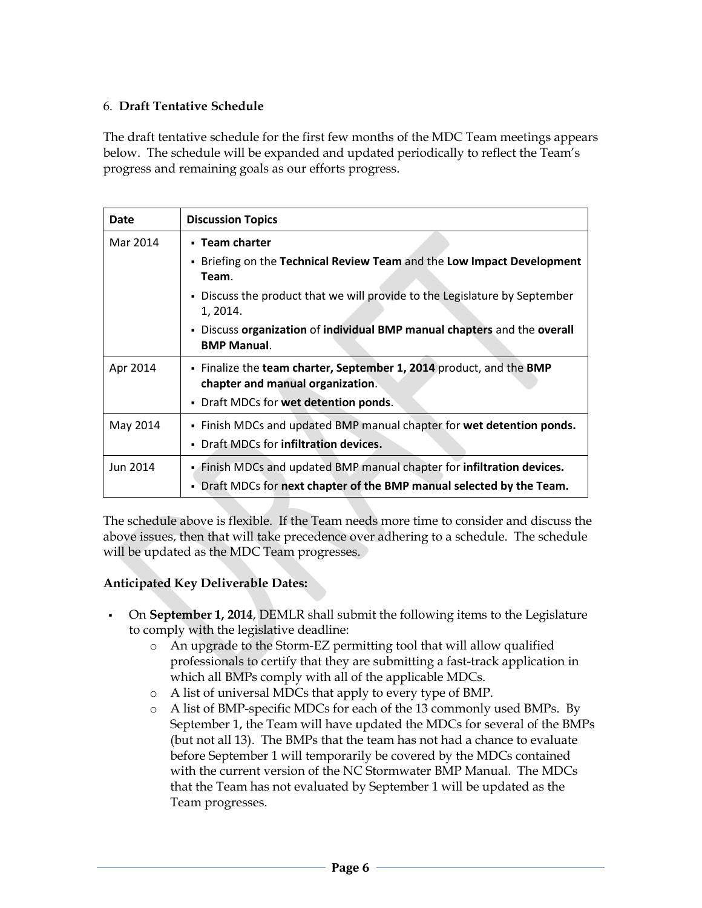## 6. **Draft Tentative Schedule**

The draft tentative schedule for the first few months of the MDC Team meetings appears below. The schedule will be expanded and updated periodically to reflect the Team's progress and remaining goals as our efforts progress.

| Date | Discussion Topics |
|---|---|
| Mar 2014 | ▪ **Team charter**<br>▪ Briefing on the **Technical Review Team** and the **Low Impact Development Team**.<br>▪ Discuss the product that we will provide to the Legislature by September 1, 2014.<br>▪ Discuss **organization** of **individual BMP manual chapters** and the **overall BMP Manual**. |
| Apr 2014 | ▪ Finalize the **team charter, September 1, 2014** product, and the **BMP chapter and manual organization**.<br>▪ Draft MDCs for **wet detention ponds**. |
| May 2014 | ▪ Finish MDCs and updated BMP manual chapter for **wet detention ponds.**<br>▪ Draft MDCs for **infiltration devices.** |
| Jun 2014 | ▪ Finish MDCs and updated BMP manual chapter for **infiltration devices.**<br>▪ Draft MDCs for **next chapter of the BMP manual selected by the Team.** |

The schedule above is flexible. If the Team needs more time to consider and discuss the above issues, then that will take precedence over adhering to a schedule. The schedule will be updated as the MDC Team progresses.

**Anticipated Key Deliverable Dates:**

- On **September 1, 2014**, DEMLR shall submit the following items to the Legislature to comply with the legislative deadline:
  - An upgrade to the Storm-EZ permitting tool that will allow qualified professionals to certify that they are submitting a fast-track application in which all BMPs comply with all of the applicable MDCs.
  - A list of universal MDCs that apply to every type of BMP.
  - A list of BMP-specific MDCs for each of the 13 commonly used BMPs. By September 1, the Team will have updated the MDCs for several of the BMPs (but not all 13). The BMPs that the team has not had a chance to evaluate before September 1 will temporarily be covered by the MDCs contained with the current version of the NC Stormwater BMP Manual. The MDCs that the Team has not evaluated by September 1 will be updated as the Team progresses.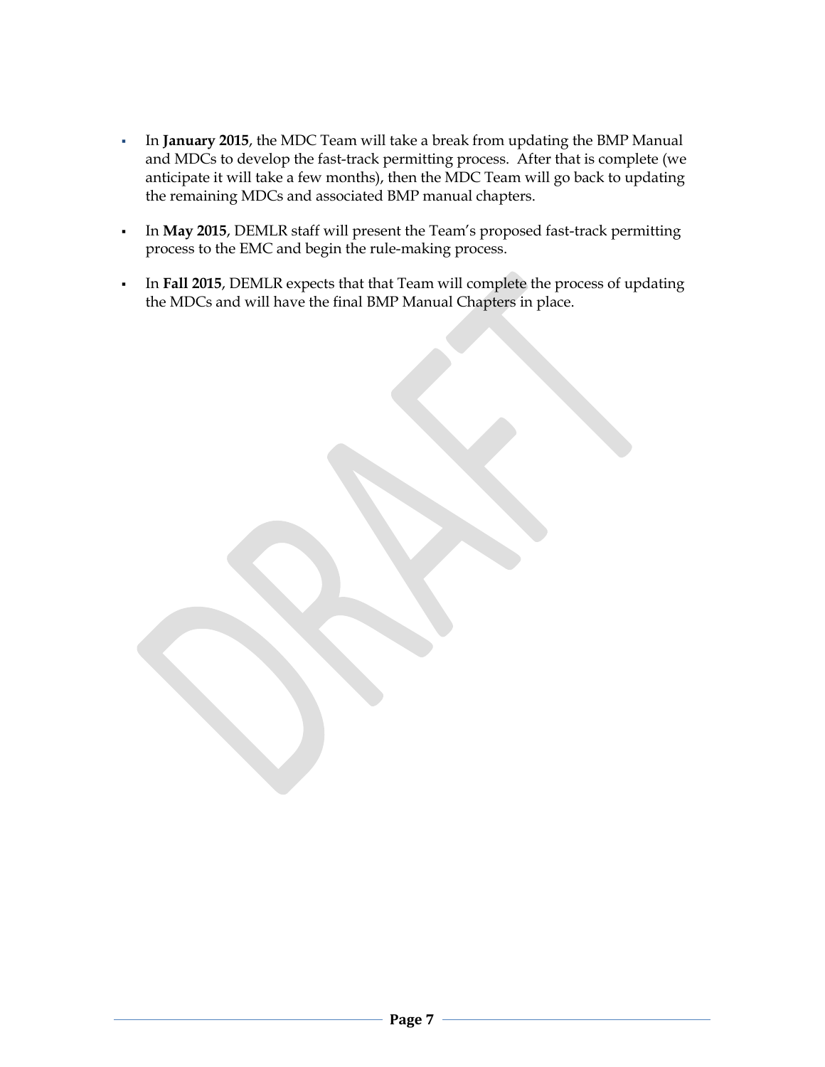- In **January 2015**, the MDC Team will take a break from updating the BMP Manual and MDCs to develop the fast-track permitting process. After that is complete (we anticipate it will take a few months), then the MDC Team will go back to updating the remaining MDCs and associated BMP manual chapters.

- In **May 2015**, DEMLR staff will present the Team's proposed fast-track permitting process to the EMC and begin the rule-making process.

- In **Fall 2015**, DEMLR expects that that Team will complete the process of updating the MDCs and will have the final BMP Manual Chapters in place.